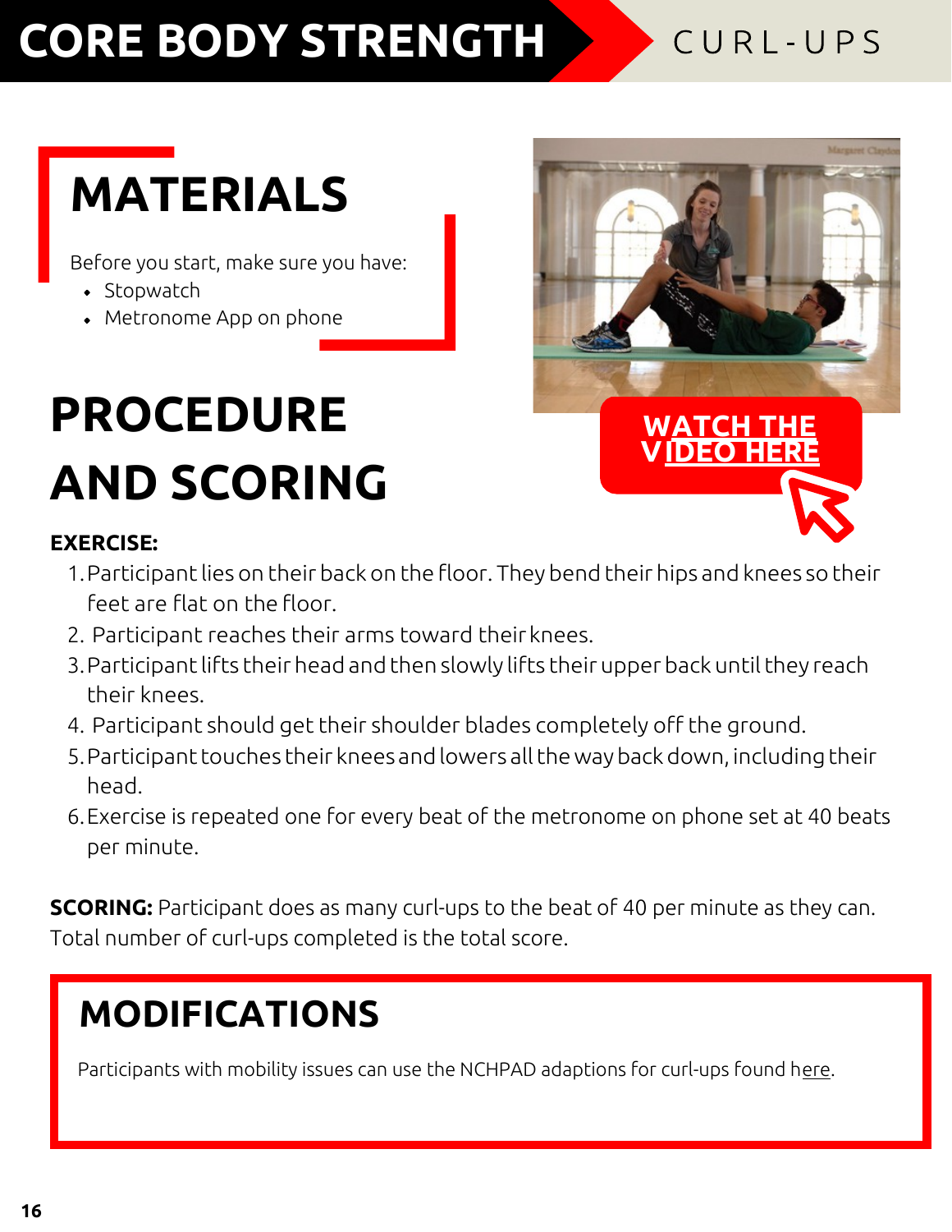# CORE BODY STRENGTH

CURL-UPS

## MATERIALS

Before you start, make sure you have:

- Stopwatch
- Metronome App on phone

WATCH THE VIDEO HERE

## PROCEDURE AND SCORING

**EXERCISE:**

1. Participant lies on their back on the floor. They bend their hips and knees so their feet are flat on the floor.
2. Participant reaches their arms toward their knees.
3. Participant lifts their head and then slowly lifts their upper back until they reach their knees.
4. Participant should get their shoulder blades completely off the ground.
5. Participant touches their knees and lowers all the way back down, including their head.
6. Exercise is repeated one for every beat of the metronome on phone set at 40 beats per minute.

**SCORING:** Participant does as many curl-ups to the beat of 40 per minute as they can. Total number of curl-ups completed is the total score.

## MODIFICATIONS

Participants with mobility issues can use the NCHPAD adaptions for curl-ups found here.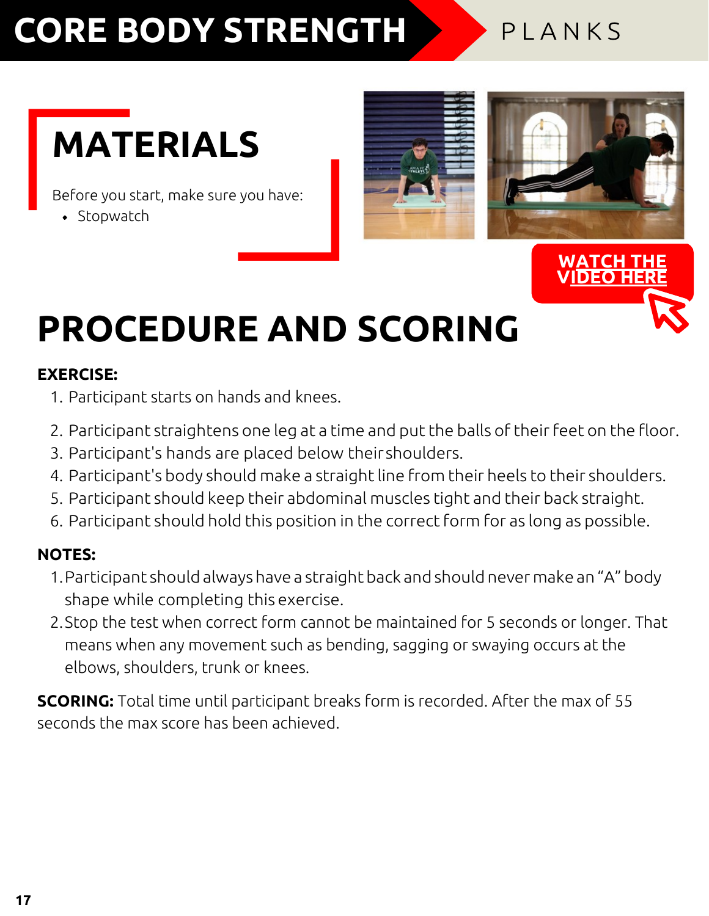# CORE BODY STRENGTH — PLANKS

## MATERIALS

Before you start, make sure you have:

- Stopwatch

WATCH THE VIDEO HERE

## PROCEDURE AND SCORING

**EXERCISE:**

1. Participant starts on hands and knees.
2. Participant straightens one leg at a time and put the balls of their feet on the floor.
3. Participant's hands are placed below their shoulders.
4. Participant's body should make a straight line from their heels to their shoulders.
5. Participant should keep their abdominal muscles tight and their back straight.
6. Participant should hold this position in the correct form for as long as possible.

**NOTES:**

1. Participant should always have a straight back and should never make an "A" body shape while completing this exercise.
2. Stop the test when correct form cannot be maintained for 5 seconds or longer. That means when any movement such as bending, sagging or swaying occurs at the elbows, shoulders, trunk or knees.

**SCORING:** Total time until participant breaks form is recorded. After the max of 55 seconds the max score has been achieved.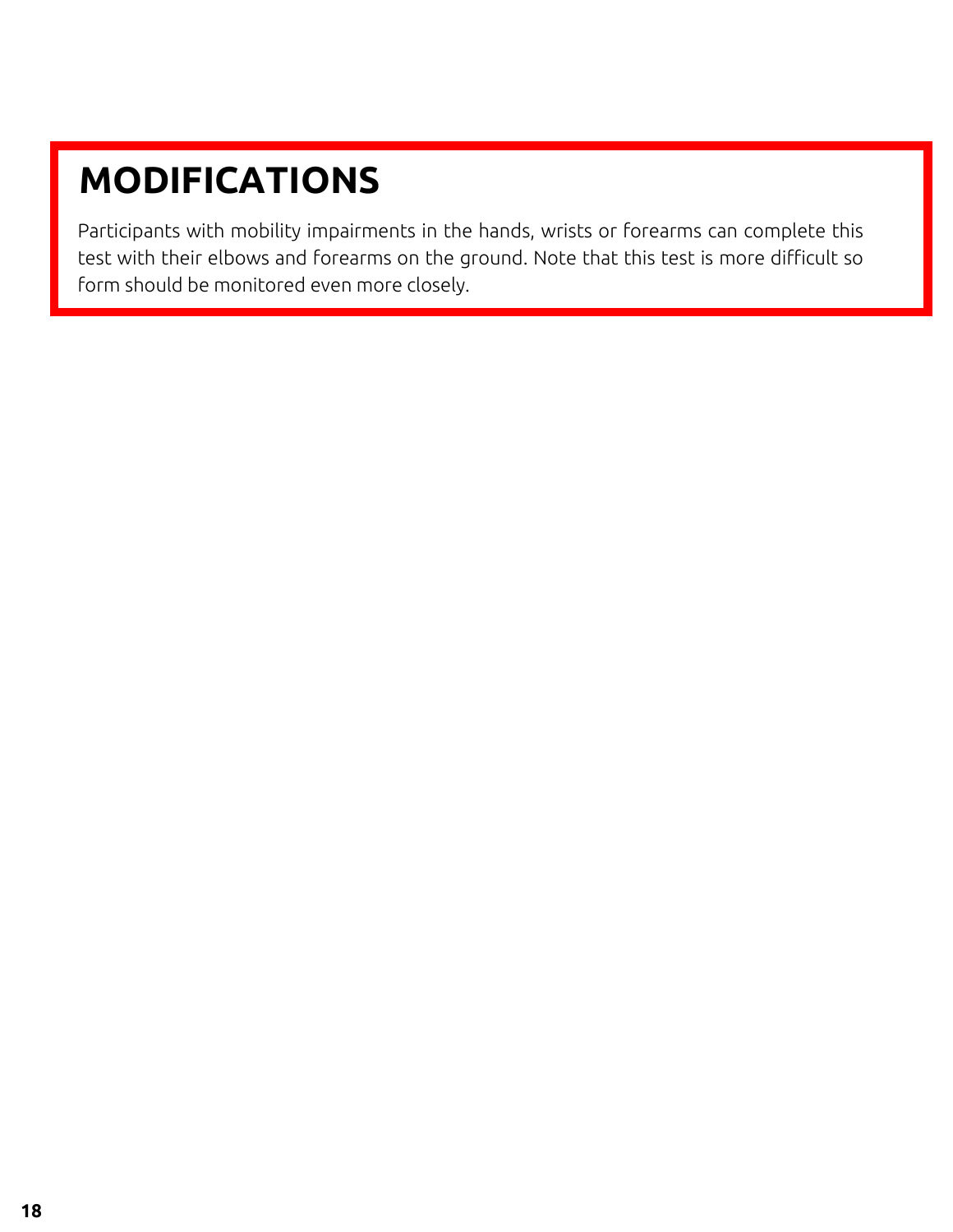## MODIFICATIONS

Participants with mobility impairments in the hands, wrists or forearms can complete this test with their elbows and forearms on the ground. Note that this test is more difficult so form should be monitored even more closely.